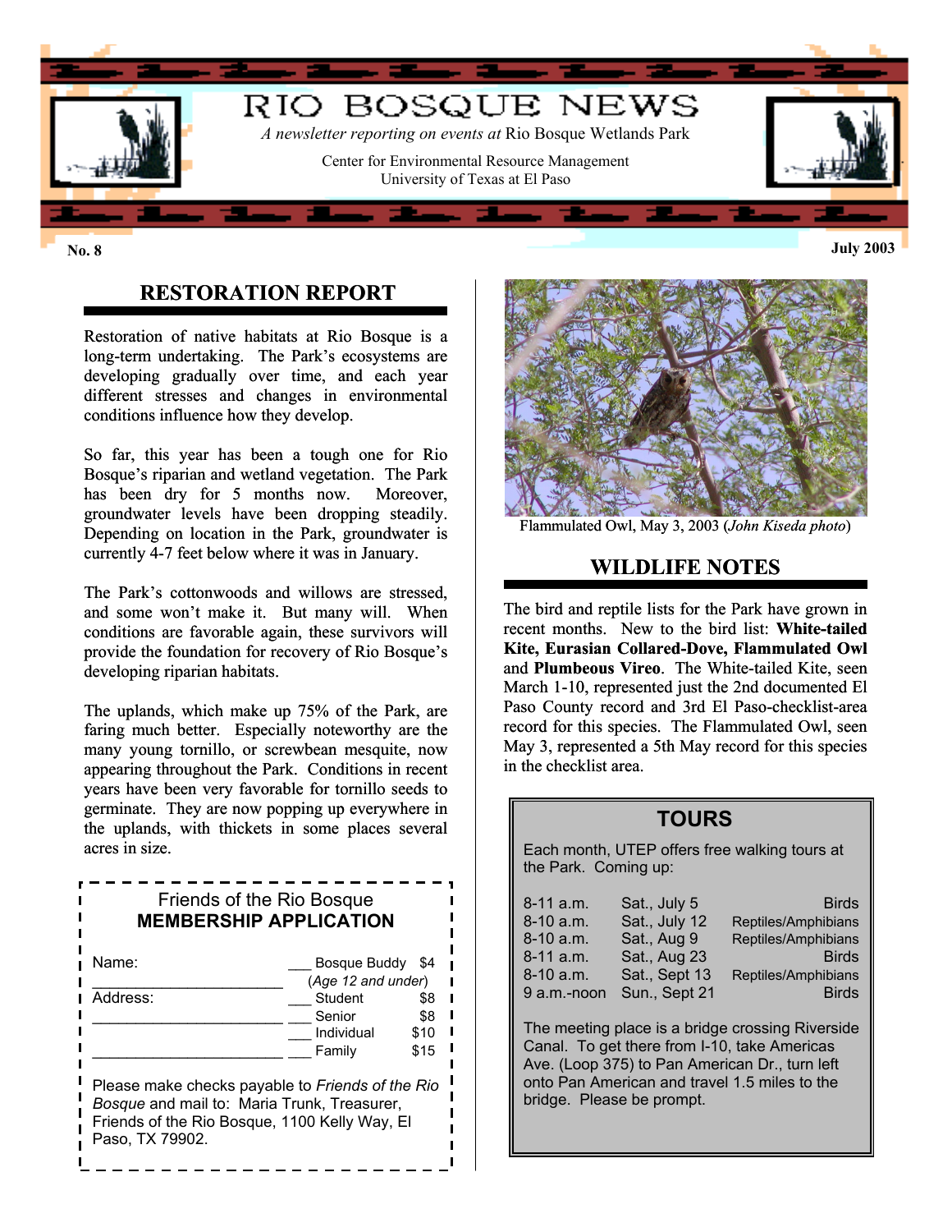# RIO BOSQUE NEWS

*A newsletter reporting on events at* Rio Bosque Wetlands Park

Center for Environmental Resource Management
University of Texas at El Paso

**No. 8** **July 2003**

## RESTORATION REPORT

Restoration of native habitats at Rio Bosque is a long-term undertaking. The Park's ecosystems are developing gradually over time, and each year different stresses and changes in environmental conditions influence how they develop.

So far, this year has been a tough one for Rio Bosque's riparian and wetland vegetation. The Park has been dry for 5 months now. Moreover, groundwater levels have been dropping steadily. Depending on location in the Park, groundwater is currently 4-7 feet below where it was in January.

The Park's cottonwoods and willows are stressed, and some won't make it. But many will. When conditions are favorable again, these survivors will provide the foundation for recovery of Rio Bosque's developing riparian habitats.

The uplands, which make up 75% of the Park, are faring much better. Especially noteworthy are the many young tornillo, or screwbean mesquite, now appearing throughout the Park. Conditions in recent years have been very favorable for tornillo seeds to germinate. They are now popping up everywhere in the uplands, with thickets in some places several acres in size.

### Friends of the Rio Bosque
### MEMBERSHIP APPLICATION

Name: ______________________

Address: ______________________

______________________

___ Bosque Buddy $4 (*Age 12 and under*)
___ Student $8
___ Senior $8
___ Individual $10
___ Family $15

Please make checks payable to *Friends of the Rio Bosque* and mail to: Maria Trunk, Treasurer, Friends of the Rio Bosque, 1100 Kelly Way, El Paso, TX 79902.

Flammulated Owl, May 3, 2003 (*John Kiseda photo*)

## WILDLIFE NOTES

The bird and reptile lists for the Park have grown in recent months. New to the bird list: **White-tailed Kite, Eurasian Collared-Dove, Flammulated Owl** and **Plumbeous Vireo**. The White-tailed Kite, seen March 1-10, represented just the 2nd documented El Paso County record and 3rd El Paso-checklist-area record for this species. The Flammulated Owl, seen May 3, represented a 5th May record for this species in the checklist area.

## TOURS

Each month, UTEP offers free walking tours at the Park. Coming up:

| | | |
|---|---|---|
| 8-11 a.m. | Sat., July 5 | Birds |
| 8-10 a.m. | Sat., July 12 | Reptiles/Amphibians |
| 8-10 a.m. | Sat., Aug 9 | Reptiles/Amphibians |
| 8-11 a.m. | Sat., Aug 23 | Birds |
| 8-10 a.m. | Sat., Sept 13 | Reptiles/Amphibians |
| 9 a.m.-noon | Sun., Sept 21 | Birds |

The meeting place is a bridge crossing Riverside Canal. To get there from I-10, take Americas Ave. (Loop 375) to Pan American Dr., turn left onto Pan American and travel 1.5 miles to the bridge. Please be prompt.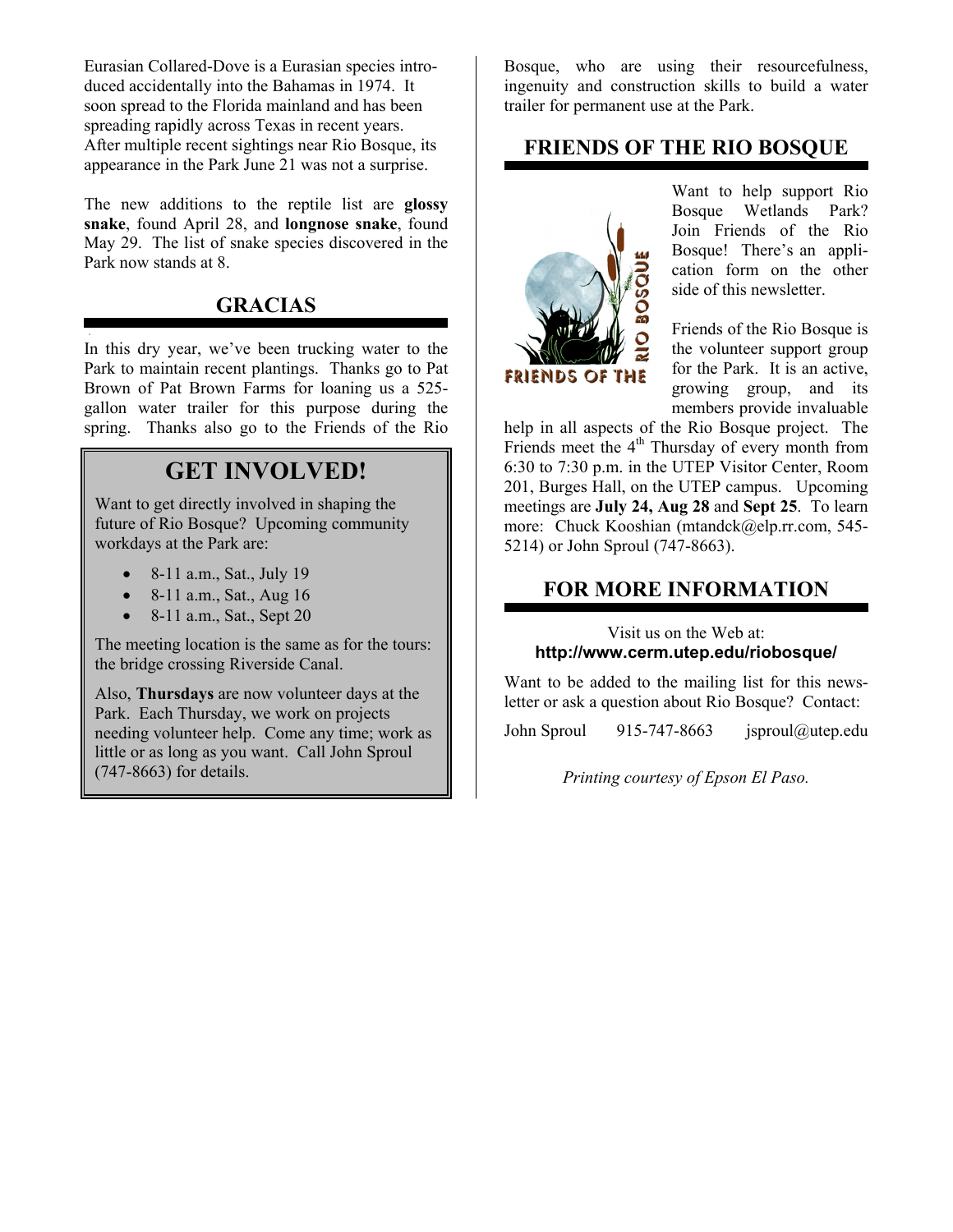Eurasian Collared-Dove is a Eurasian species introduced accidentally into the Bahamas in 1974. It soon spread to the Florida mainland and has been spreading rapidly across Texas in recent years. After multiple recent sightings near Rio Bosque, its appearance in the Park June 21 was not a surprise.

The new additions to the reptile list are **glossy snake**, found April 28, and **longnose snake**, found May 29. The list of snake species discovered in the Park now stands at 8.

## GRACIAS

In this dry year, we've been trucking water to the Park to maintain recent plantings. Thanks go to Pat Brown of Pat Brown Farms for loaning us a 525-gallon water trailer for this purpose during the spring. Thanks also go to the Friends of the Rio Bosque, who are using their resourcefulness, ingenuity and construction skills to build a water trailer for permanent use at the Park.

## GET INVOLVED!

Want to get directly involved in shaping the future of Rio Bosque? Upcoming community workdays at the Park are:

- 8-11 a.m., Sat., July 19
- 8-11 a.m., Sat., Aug 16
- 8-11 a.m., Sat., Sept 20

The meeting location is the same as for the tours: the bridge crossing Riverside Canal.

Also, **Thursdays** are now volunteer days at the Park. Each Thursday, we work on projects needing volunteer help. Come any time; work as little or as long as you want. Call John Sproul (747-8663) for details.

## FRIENDS OF THE RIO BOSQUE

Want to help support Rio Bosque Wetlands Park? Join Friends of the Rio Bosque! There's an application form on the other side of this newsletter.

Friends of the Rio Bosque is the volunteer support group for the Park. It is an active, growing group, and its members provide invaluable help in all aspects of the Rio Bosque project. The Friends meet the 4th Thursday of every month from 6:30 to 7:30 p.m. in the UTEP Visitor Center, Room 201, Burges Hall, on the UTEP campus. Upcoming meetings are **July 24, Aug 28** and **Sept 25**. To learn more: Chuck Kooshian (mtandck@elp.rr.com, 545-5214) or John Sproul (747-8663).

## FOR MORE INFORMATION

Visit us on the Web at:
**http://www.cerm.utep.edu/riobosque/**

Want to be added to the mailing list for this newsletter or ask a question about Rio Bosque? Contact:

John Sproul 915-747-8663 jsproul@utep.edu

*Printing courtesy of Epson El Paso.*